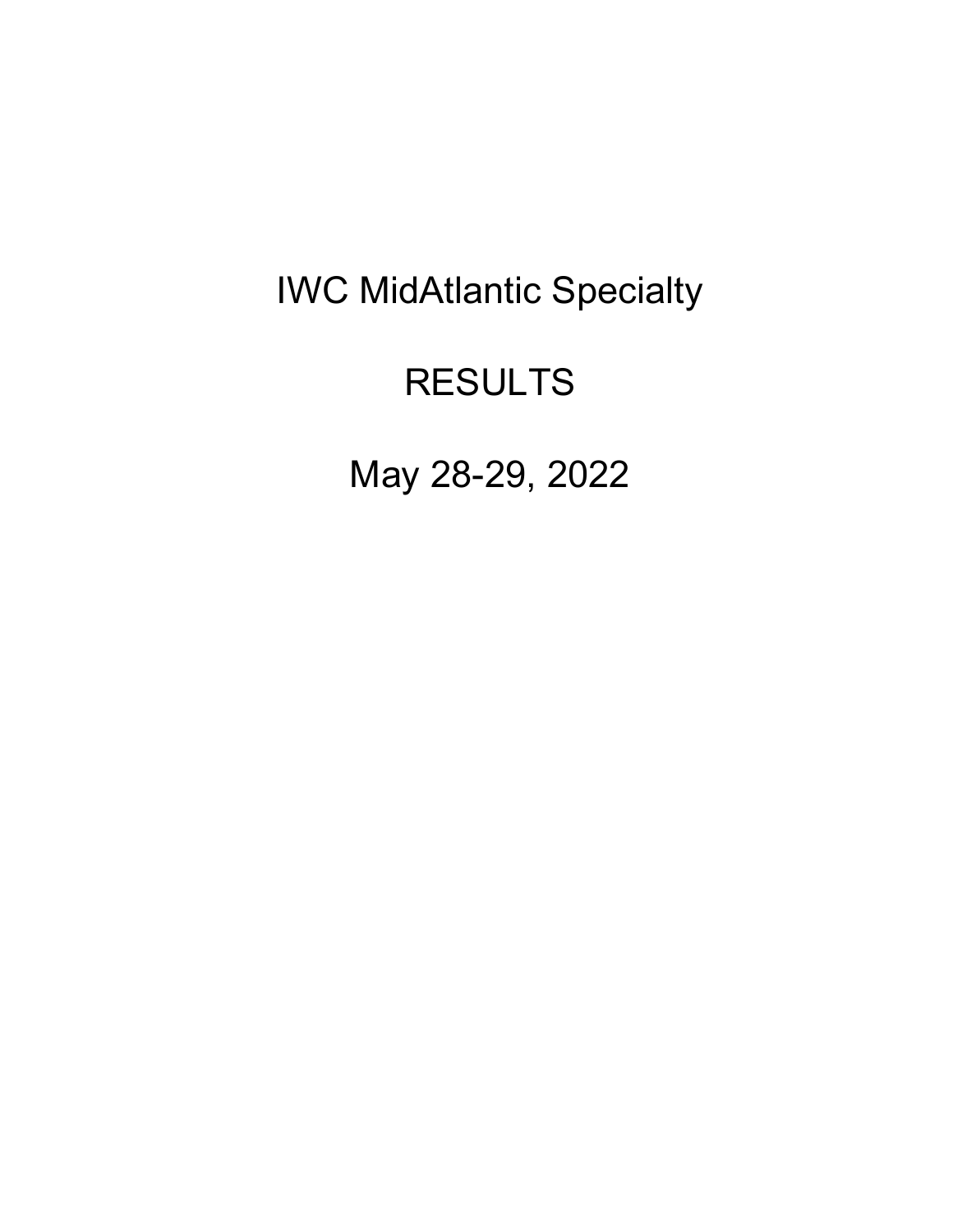# IWC MidAtlantic Specialty

# RESULTS

# May 28-29, 2022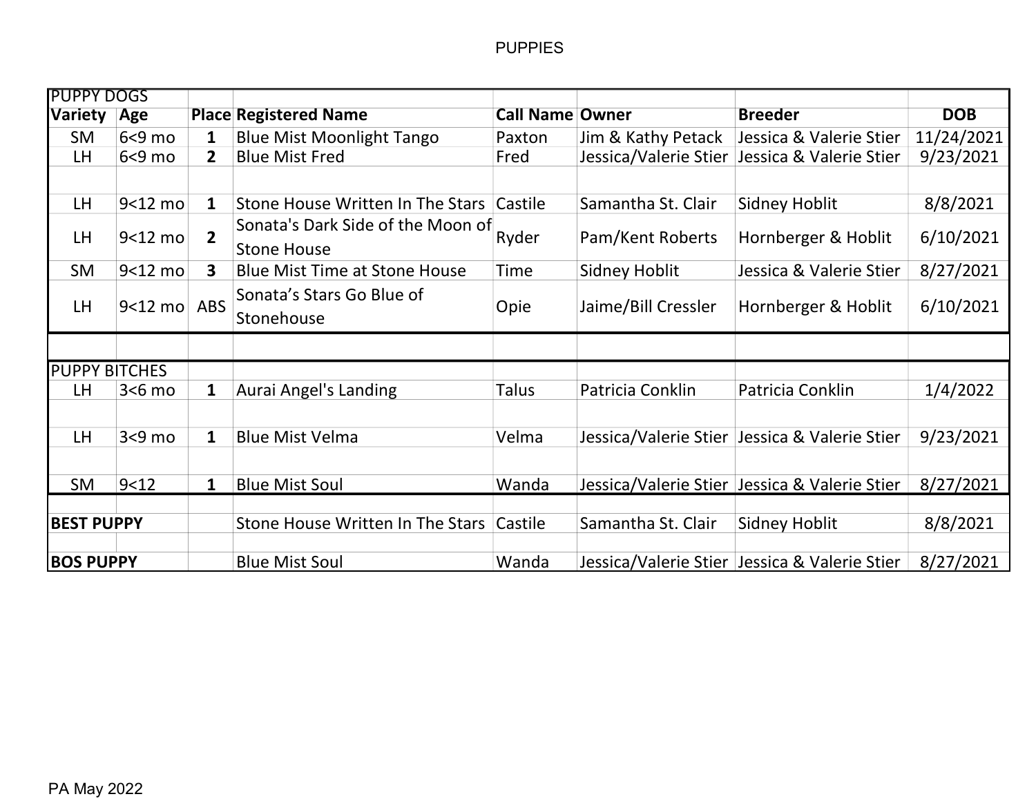# PUPPIES

| PUPPY DOGS | | | | | | | |
|---|---|---|---|---|---|---|---|
| **Variety** | **Age** | **Place** | **Registered Name** | **Call Name** | **Owner** | **Breeder** | **DOB** |
| SM | 6<9 mo | **1** | Blue Mist Moonlight Tango | Paxton | Jim & Kathy Petack | Jessica & Valerie Stier | 11/24/2021 |
| LH | 6<9 mo | **2** | Blue Mist Fred | Fred | Jessica/Valerie Stier | Jessica & Valerie Stier | 9/23/2021 |
| | | | | | | | |
| LH | 9<12 mo | **1** | Stone House Written In The Stars | Castile | Samantha St. Clair | Sidney Hoblit | 8/8/2021 |
| LH | 9<12 mo | **2** | Sonata's Dark Side of the Moon of Stone House | Ryder | Pam/Kent Roberts | Hornberger & Hoblit | 6/10/2021 |
| SM | 9<12 mo | **3** | Blue Mist Time at Stone House | Time | Sidney Hoblit | Jessica & Valerie Stier | 8/27/2021 |
| LH | 9<12 mo | ABS | Sonata's Stars Go Blue of Stonehouse | Opie | Jaime/Bill Cressler | Hornberger & Hoblit | 6/10/2021 |
| | | | | | | | |
| PUPPY BITCHES | | | | | | | |
| LH | 3<6 mo | **1** | Aurai Angel's Landing | Talus | Patricia Conklin | Patricia Conklin | 1/4/2022 |
| | | | | | | | |
| LH | 3<9 mo | **1** | Blue Mist Velma | Velma | Jessica/Valerie Stier | Jessica & Valerie Stier | 9/23/2021 |
| | | | | | | | |
| SM | 9<12 | **1** | Blue Mist Soul | Wanda | Jessica/Valerie Stier | Jessica & Valerie Stier | 8/27/2021 |
| | | | | | | | |
| **BEST PUPPY** | | | Stone House Written In The Stars | Castile | Samantha St. Clair | Sidney Hoblit | 8/8/2021 |
| | | | | | | | |
| **BOS PUPPY** | | | Blue Mist Soul | Wanda | Jessica/Valerie Stier | Jessica & Valerie Stier | 8/27/2021 |

PA May 2022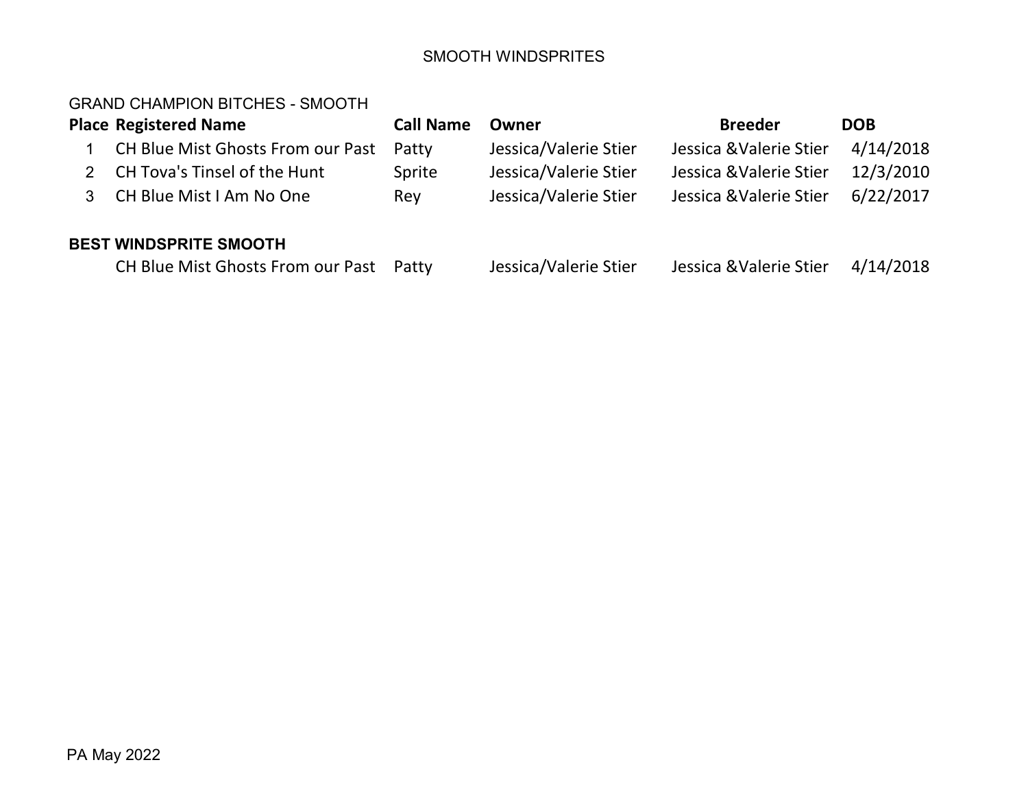# SMOOTH WINDSPRITES

## GRAND CHAMPION BITCHES - SMOOTH

| Place | Registered Name | Call Name | Owner | Breeder | DOB |
|---|---|---|---|---|---|
| 1 | CH Blue Mist Ghosts From our Past | Patty | Jessica/Valerie Stier | Jessica &Valerie Stier | 4/14/2018 |
| 2 | CH Tova's Tinsel of the Hunt | Sprite | Jessica/Valerie Stier | Jessica &Valerie Stier | 12/3/2010 |
| 3 | CH Blue Mist I Am No One | Rey | Jessica/Valerie Stier | Jessica &Valerie Stier | 6/22/2017 |

## BEST WINDSPRITE SMOOTH

| Registered Name | Call Name | Owner | Breeder | DOB |
|---|---|---|---|---|
| CH Blue Mist Ghosts From our Past | Patty | Jessica/Valerie Stier | Jessica &Valerie Stier | 4/14/2018 |

PA May 2022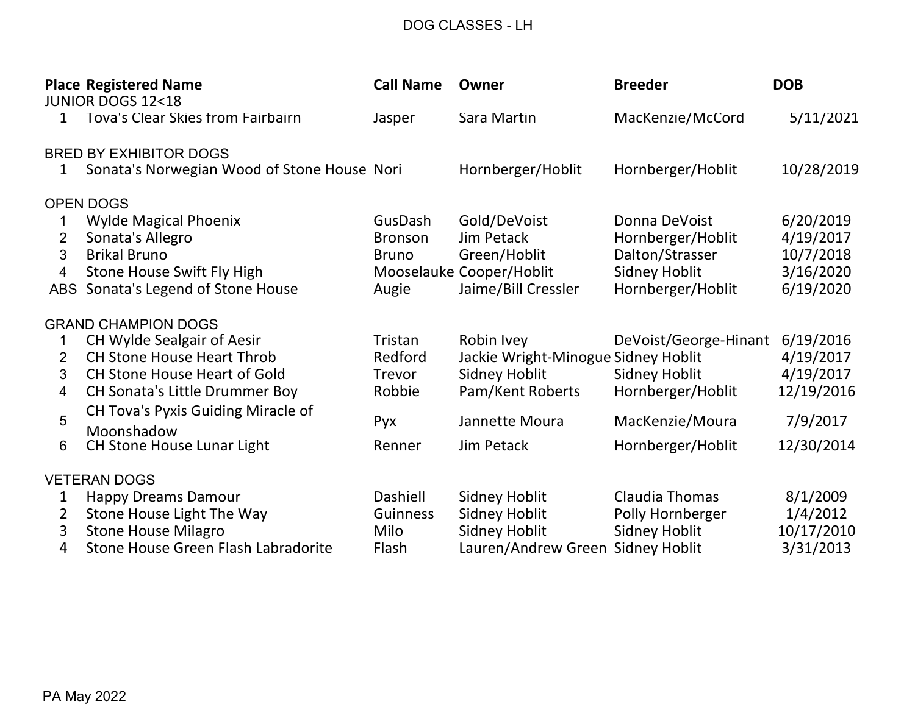# DOG CLASSES - LH

| Place | Registered Name | Call Name | Owner | Breeder | DOB |
|---|---|---|---|---|---|
| **JUNIOR DOGS 12<18** | | | | | |
| 1 | Tova's Clear Skies from Fairbairn | Jasper | Sara Martin | MacKenzie/McCord | 5/11/2021 |
| **BRED BY EXHIBITOR DOGS** | | | | | |
| 1 | Sonata's Norwegian Wood of Stone House | Nori | Hornberger/Hoblit | Hornberger/Hoblit | 10/28/2019 |
| **OPEN DOGS** | | | | | |
| 1 | Wylde Magical Phoenix | GusDash | Gold/DeVoist | Donna DeVoist | 6/20/2019 |
| 2 | Sonata's Allegro | Bronson | Jim Petack | Hornberger/Hoblit | 4/19/2017 |
| 3 | Brikal Bruno | Bruno | Green/Hoblit | Dalton/Strasser | 10/7/2018 |
| 4 | Stone House Swift Fly High | Mooselauke | Cooper/Hoblit | Sidney Hoblit | 3/16/2020 |
| ABS | Sonata's Legend of Stone House | Augie | Jaime/Bill Cressler | Hornberger/Hoblit | 6/19/2020 |
| **GRAND CHAMPION DOGS** | | | | | |
| 1 | CH Wylde Sealgair of Aesir | Tristan | Robin Ivey | DeVoist/George-Hinant | 6/19/2016 |
| 2 | CH Stone House Heart Throb | Redford | Jackie Wright-Minogue | Sidney Hoblit | 4/19/2017 |
| 3 | CH Stone House Heart of Gold | Trevor | Sidney Hoblit | Sidney Hoblit | 4/19/2017 |
| 4 | CH Sonata's Little Drummer Boy | Robbie | Pam/Kent Roberts | Hornberger/Hoblit | 12/19/2016 |
| 5 | CH Tova's Pyxis Guiding Miracle of Moonshadow | Pyx | Jannette Moura | MacKenzie/Moura | 7/9/2017 |
| 6 | CH Stone House Lunar Light | Renner | Jim Petack | Hornberger/Hoblit | 12/30/2014 |
| **VETERAN DOGS** | | | | | |
| 1 | Happy Dreams Damour | Dashiell | Sidney Hoblit | Claudia Thomas | 8/1/2009 |
| 2 | Stone House Light The Way | Guinness | Sidney Hoblit | Polly Hornberger | 1/4/2012 |
| 3 | Stone House Milagro | Milo | Sidney Hoblit | Sidney Hoblit | 10/17/2010 |
| 4 | Stone House Green Flash Labradorite | Flash | Lauren/Andrew Green | Sidney Hoblit | 3/31/2013 |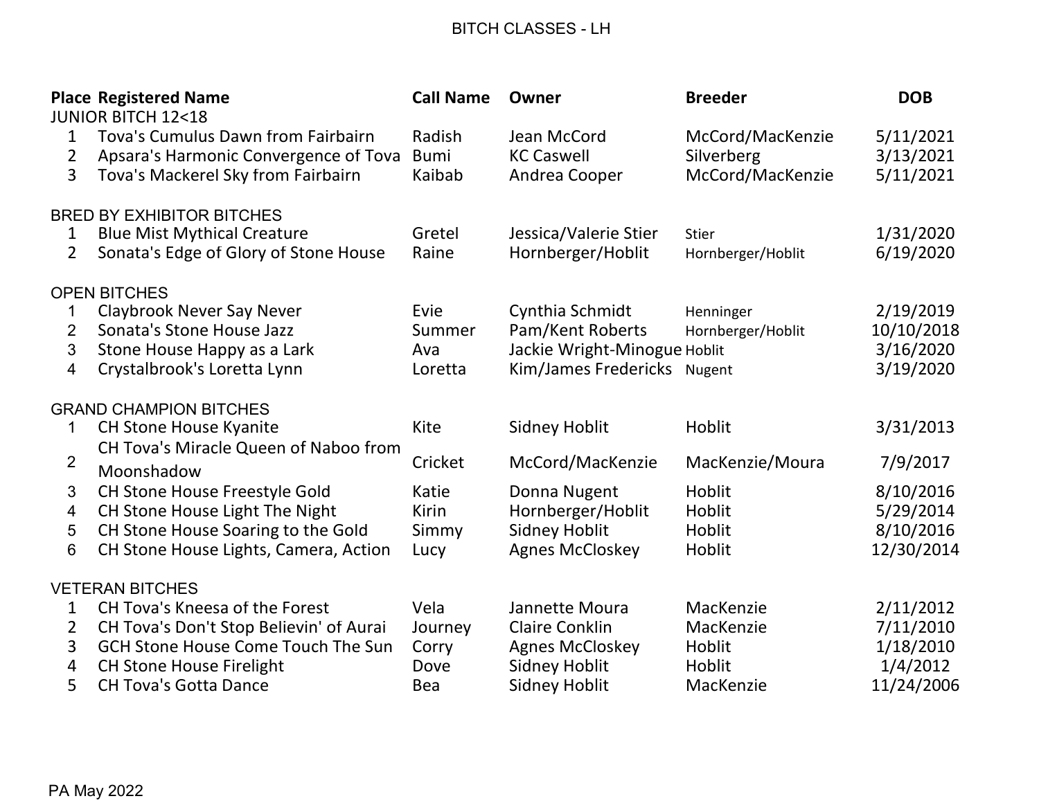# BITCH CLASSES - LH

| Place | Registered Name | Call Name | Owner | Breeder | DOB |
|---|---|---|---|---|---|
| **JUNIOR BITCH 12<18** | | | | | |
| 1 | Tova's Cumulus Dawn from Fairbairn | Radish | Jean McCord | McCord/MacKenzie | 5/11/2021 |
| 2 | Apsara's Harmonic Convergence of Tova | Bumi | KC Caswell | Silverberg | 3/13/2021 |
| 3 | Tova's Mackerel Sky from Fairbairn | Kaibab | Andrea Cooper | McCord/MacKenzie | 5/11/2021 |
| **BRED BY EXHIBITOR BITCHES** | | | | | |
| 1 | Blue Mist Mythical Creature | Gretel | Jessica/Valerie Stier | Stier | 1/31/2020 |
| 2 | Sonata's Edge of Glory of Stone House | Raine | Hornberger/Hoblit | Hornberger/Hoblit | 6/19/2020 |
| **OPEN BITCHES** | | | | | |
| 1 | Claybrook Never Say Never | Evie | Cynthia Schmidt | Henninger | 2/19/2019 |
| 2 | Sonata's Stone House Jazz | Summer | Pam/Kent Roberts | Hornberger/Hoblit | 10/10/2018 |
| 3 | Stone House Happy as a Lark | Ava | Jackie Wright-Minogue | Hoblit | 3/16/2020 |
| 4 | Crystalbrook's Loretta Lynn | Loretta | Kim/James Fredericks | Nugent | 3/19/2020 |
| **GRAND CHAMPION BITCHES** | | | | | |
| 1 | CH Stone House Kyanite | Kite | Sidney Hoblit | Hoblit | 3/31/2013 |
| 2 | CH Tova's Miracle Queen of Naboo from Moonshadow | Cricket | McCord/MacKenzie | MacKenzie/Moura | 7/9/2017 |
| 3 | CH Stone House Freestyle Gold | Katie | Donna Nugent | Hoblit | 8/10/2016 |
| 4 | CH Stone House Light The Night | Kirin | Hornberger/Hoblit | Hoblit | 5/29/2014 |
| 5 | CH Stone House Soaring to the Gold | Simmy | Sidney Hoblit | Hoblit | 8/10/2016 |
| 6 | CH Stone House Lights, Camera, Action | Lucy | Agnes McCloskey | Hoblit | 12/30/2014 |
| **VETERAN BITCHES** | | | | | |
| 1 | CH Tova's Kneesa of the Forest | Vela | Jannette Moura | MacKenzie | 2/11/2012 |
| 2 | CH Tova's Don't Stop Believin' of Aurai | Journey | Claire Conklin | MacKenzie | 7/11/2010 |
| 3 | GCH Stone House Come Touch The Sun | Corry | Agnes McCloskey | Hoblit | 1/18/2010 |
| 4 | CH Stone House Firelight | Dove | Sidney Hoblit | Hoblit | 1/4/2012 |
| 5 | CH Tova's Gotta Dance | Bea | Sidney Hoblit | MacKenzie | 11/24/2006 |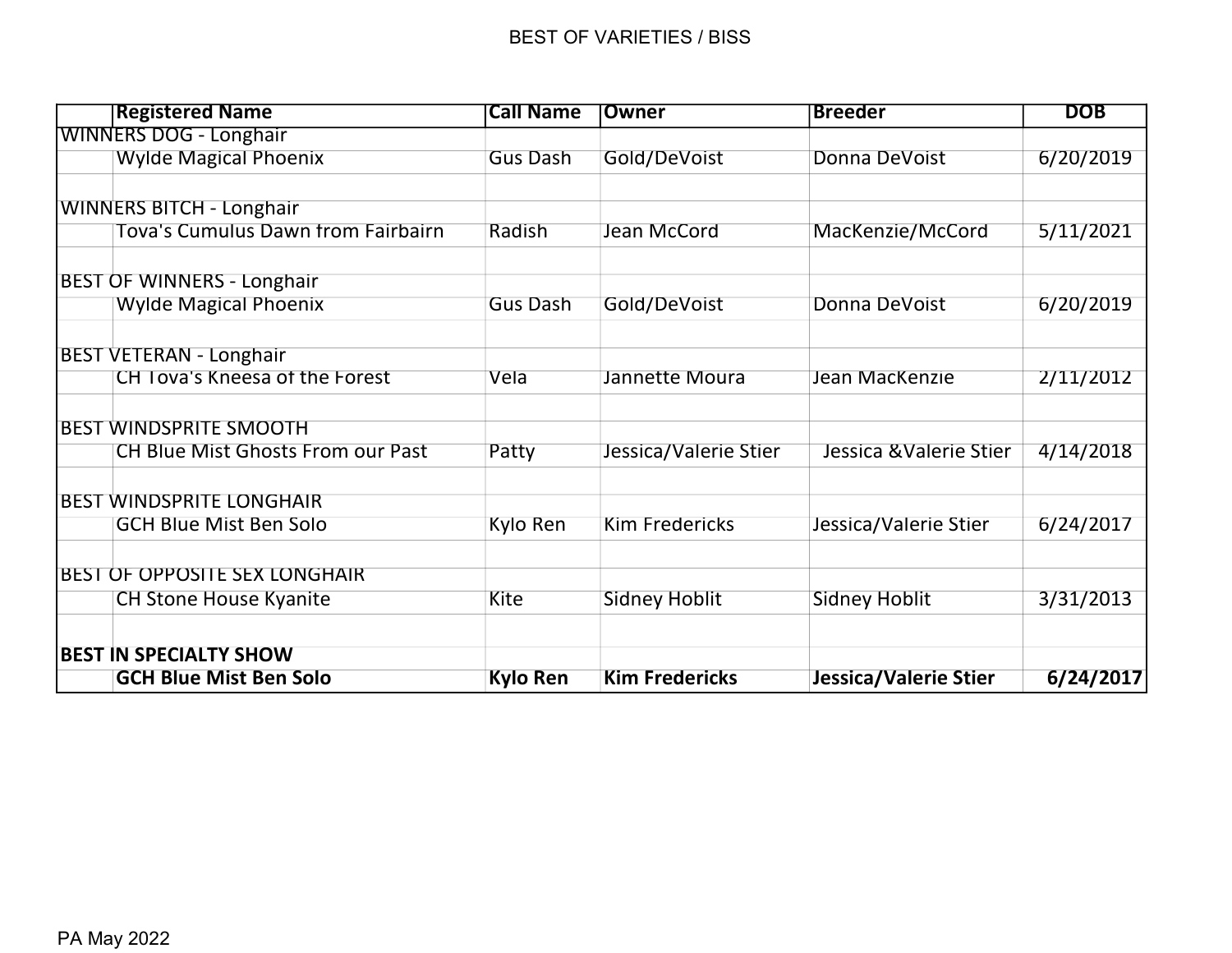BEST OF VARIETIES / BISS

| | Registered Name | Call Name | Owner | Breeder | DOB |
|---|---|---|---|---|---|
| WINNERS DOG - Longhair | | | | | |
| | Wylde Magical Phoenix | Gus Dash | Gold/DeVoist | Donna DeVoist | 6/20/2019 |
| | | | | | |
| WINNERS BITCH - Longhair | | | | | |
| | Tova's Cumulus Dawn from Fairbairn | Radish | Jean McCord | MacKenzie/McCord | 5/11/2021 |
| | | | | | |
| BEST OF WINNERS - Longhair | | | | | |
| | Wylde Magical Phoenix | Gus Dash | Gold/DeVoist | Donna DeVoist | 6/20/2019 |
| | | | | | |
| BEST VETERAN - Longhair | | | | | |
| | CH Tova's Kneesa of the Forest | Vela | Jannette Moura | Jean MacKenzie | 2/11/2012 |
| | | | | | |
| BEST WINDSPRITE SMOOTH | | | | | |
| | CH Blue Mist Ghosts From our Past | Patty | Jessica/Valerie Stier | Jessica &Valerie Stier | 4/14/2018 |
| | | | | | |
| BEST WINDSPRITE LONGHAIR | | | | | |
| | GCH Blue Mist Ben Solo | Kylo Ren | Kim Fredericks | Jessica/Valerie Stier | 6/24/2017 |
| | | | | | |
| BEST OF OPPOSITE SEX LONGHAIR | | | | | |
| | CH Stone House Kyanite | Kite | Sidney Hoblit | Sidney Hoblit | 3/31/2013 |
| | | | | | |
| **BEST IN SPECIALTY SHOW** | | | | | |
| | **GCH Blue Mist Ben Solo** | **Kylo Ren** | **Kim Fredericks** | **Jessica/Valerie Stier** | **6/24/2017** |

PA May 2022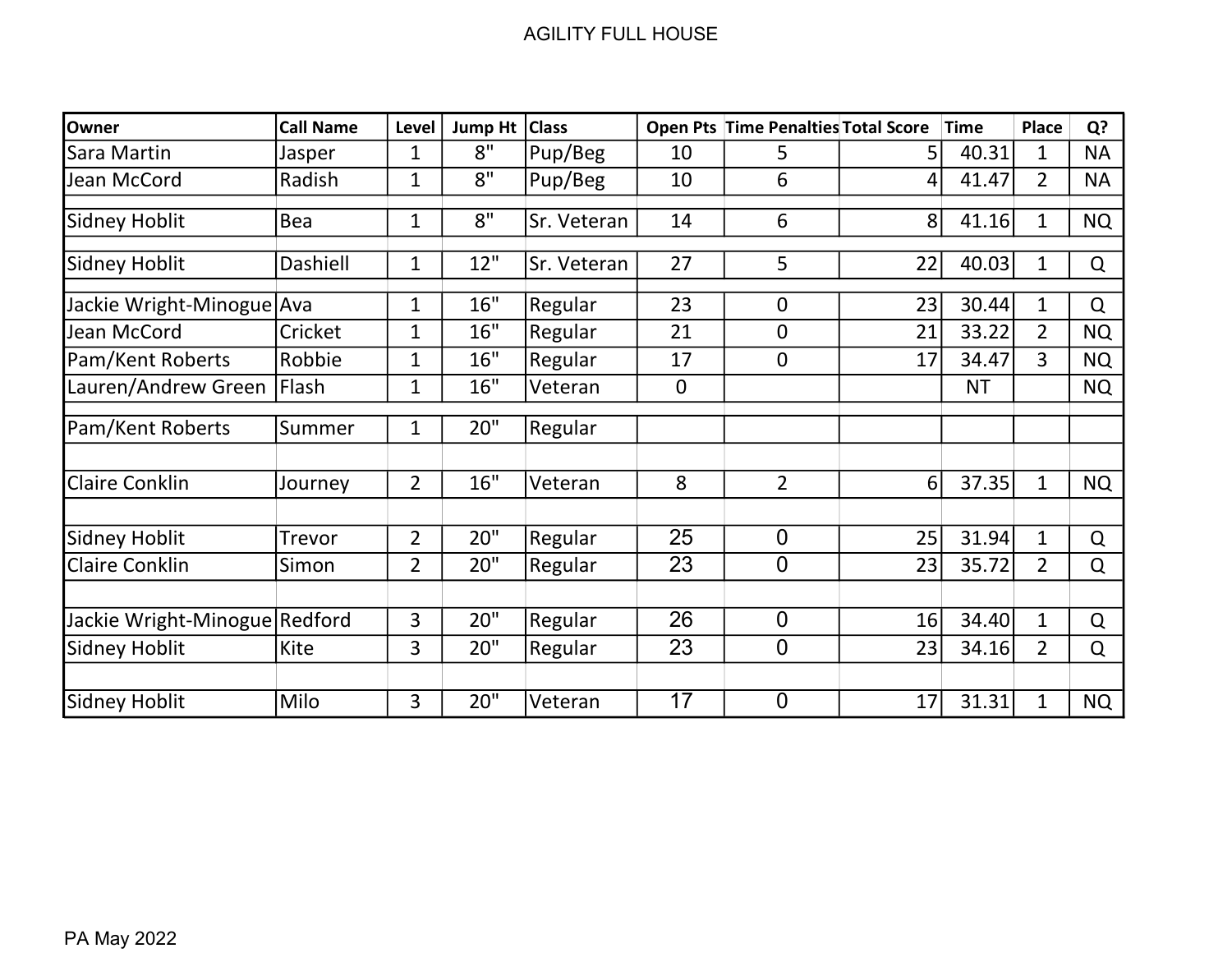# AGILITY FULL HOUSE

| Owner | Call Name | Level | Jump Ht | Class | Open Pts | Time Penalties | Total Score | Time | Place | Q? |
|---|---|---|---|---|---|---|---|---|---|---|
| Sara Martin | Jasper | 1 | 8" | Pup/Beg | 10 | 5 | 5 | 40.31 | 1 | NA |
| Jean McCord | Radish | 1 | 8" | Pup/Beg | 10 | 6 | 4 | 41.47 | 2 | NA |
| | | | | | | | | | | |
| Sidney Hoblit | Bea | 1 | 8" | Sr. Veteran | 14 | 6 | 8 | 41.16 | 1 | NQ |
| | | | | | | | | | | |
| Sidney Hoblit | Dashiell | 1 | 12" | Sr. Veteran | 27 | 5 | 22 | 40.03 | 1 | Q |
| | | | | | | | | | | |
| Jackie Wright-Minogue | Ava | 1 | 16" | Regular | 23 | 0 | 23 | 30.44 | 1 | Q |
| Jean McCord | Cricket | 1 | 16" | Regular | 21 | 0 | 21 | 33.22 | 2 | NQ |
| Pam/Kent Roberts | Robbie | 1 | 16" | Regular | 17 | 0 | 17 | 34.47 | 3 | NQ |
| Lauren/Andrew Green | Flash | 1 | 16" | Veteran | 0 | | | NT | | NQ |
| | | | | | | | | | | |
| Pam/Kent Roberts | Summer | 1 | 20" | Regular | | | | | | |
| | | | | | | | | | | |
| Claire Conklin | Journey | 2 | 16" | Veteran | 8 | 2 | 6 | 37.35 | 1 | NQ |
| | | | | | | | | | | |
| Sidney Hoblit | Trevor | 2 | 20" | Regular | 25 | 0 | 25 | 31.94 | 1 | Q |
| Claire Conklin | Simon | 2 | 20" | Regular | 23 | 0 | 23 | 35.72 | 2 | Q |
| | | | | | | | | | | |
| Jackie Wright-Minogue | Redford | 3 | 20" | Regular | 26 | 0 | 16 | 34.40 | 1 | Q |
| Sidney Hoblit | Kite | 3 | 20" | Regular | 23 | 0 | 23 | 34.16 | 2 | Q |
| | | | | | | | | | | |
| Sidney Hoblit | Milo | 3 | 20" | Veteran | 17 | 0 | 17 | 31.31 | 1 | NQ |

PA May 2022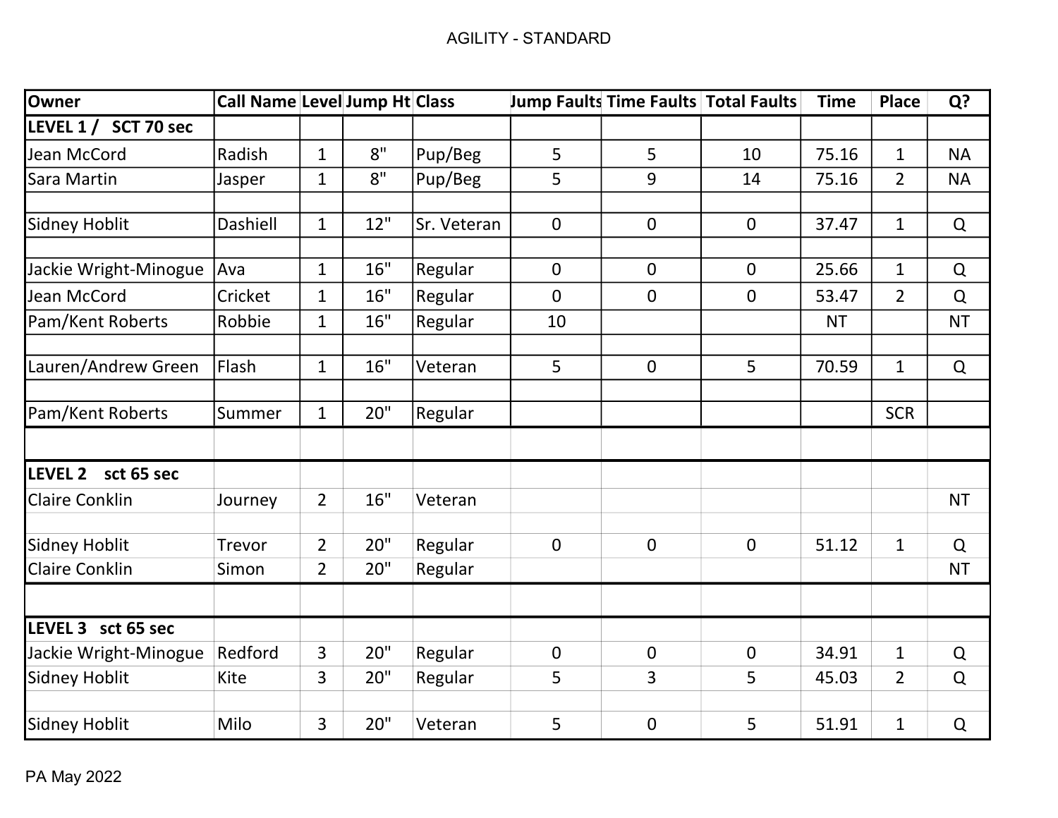# AGILITY - STANDARD

| Owner | Call Name | Level | Jump Ht | Class | Jump Faults | Time Faults | Total Faults | Time | Place | Q? |
|---|---|---|---|---|---|---|---|---|---|---|
| **LEVEL 1 / SCT 70 sec** | | | | | | | | | | |
| Jean McCord | Radish | 1 | 8" | Pup/Beg | 5 | 5 | 10 | 75.16 | 1 | NA |
| Sara Martin | Jasper | 1 | 8" | Pup/Beg | 5 | 9 | 14 | 75.16 | 2 | NA |
| | | | | | | | | | | |
| Sidney Hoblit | Dashiell | 1 | 12" | Sr. Veteran | 0 | 0 | 0 | 37.47 | 1 | Q |
| | | | | | | | | | | |
| Jackie Wright-Minogue | Ava | 1 | 16" | Regular | 0 | 0 | 0 | 25.66 | 1 | Q |
| Jean McCord | Cricket | 1 | 16" | Regular | 0 | 0 | 0 | 53.47 | 2 | Q |
| Pam/Kent Roberts | Robbie | 1 | 16" | Regular | 10 | | | NT | | NT |
| | | | | | | | | | | |
| Lauren/Andrew Green | Flash | 1 | 16" | Veteran | 5 | 0 | 5 | 70.59 | 1 | Q |
| | | | | | | | | | | |
| Pam/Kent Roberts | Summer | 1 | 20" | Regular | | | | | SCR | |
| | | | | | | | | | | |
| **LEVEL 2 sct 65 sec** | | | | | | | | | | |
| Claire Conklin | Journey | 2 | 16" | Veteran | | | | | | NT |
| | | | | | | | | | | |
| Sidney Hoblit | Trevor | 2 | 20" | Regular | 0 | 0 | 0 | 51.12 | 1 | Q |
| Claire Conklin | Simon | 2 | 20" | Regular | | | | | | NT |
| | | | | | | | | | | |
| **LEVEL 3 sct 65 sec** | | | | | | | | | | |
| Jackie Wright-Minogue | Redford | 3 | 20" | Regular | 0 | 0 | 0 | 34.91 | 1 | Q |
| Sidney Hoblit | Kite | 3 | 20" | Regular | 5 | 3 | 5 | 45.03 | 2 | Q |
| | | | | | | | | | | |
| Sidney Hoblit | Milo | 3 | 20" | Veteran | 5 | 0 | 5 | 51.91 | 1 | Q |

PA May 2022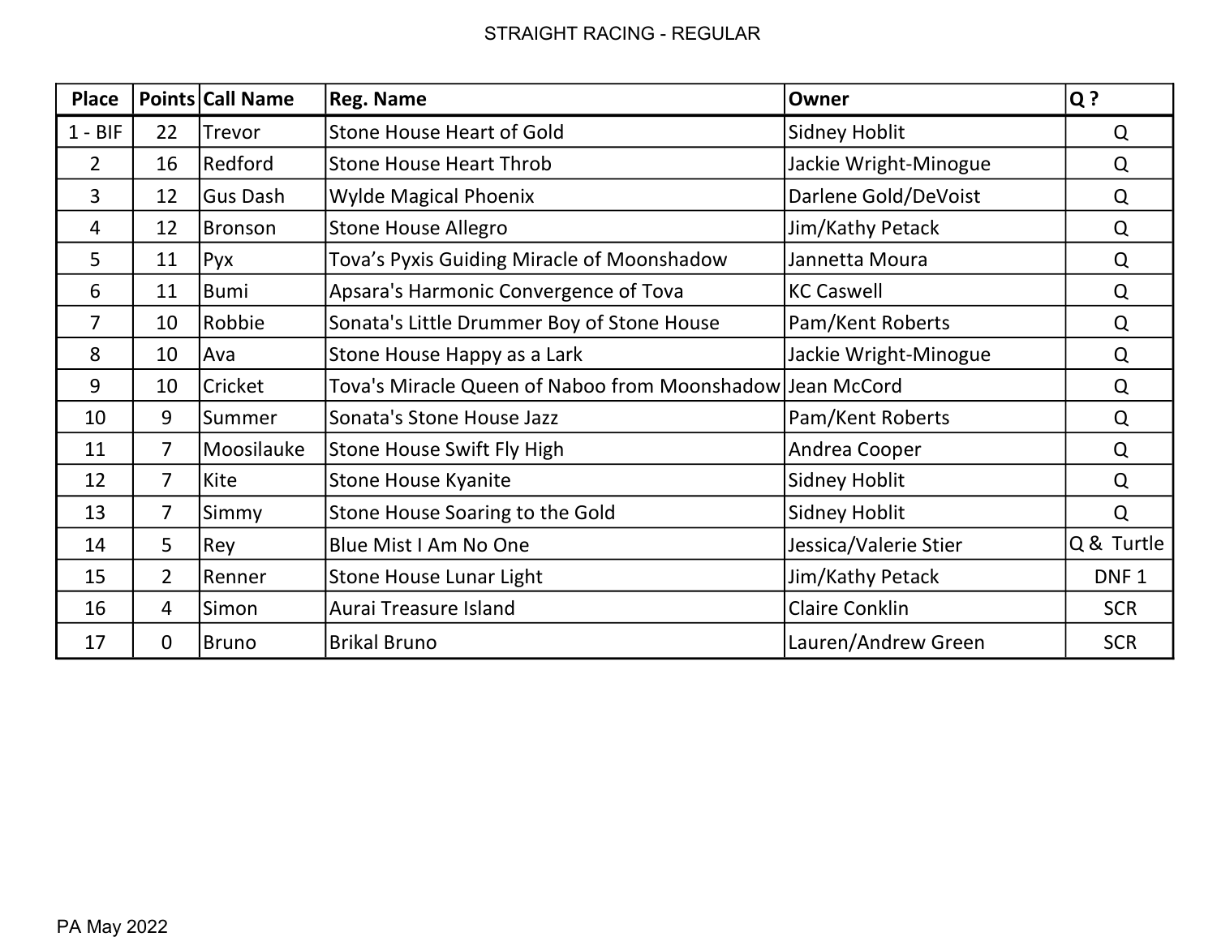# STRAIGHT RACING - REGULAR

| Place | Points | Call Name | Reg. Name | Owner | Q ? |
|---|---|---|---|---|---|
| 1 - BIF | 22 | Trevor | Stone House Heart of Gold | Sidney Hoblit | Q |
| 2 | 16 | Redford | Stone House Heart Throb | Jackie Wright-Minogue | Q |
| 3 | 12 | Gus Dash | Wylde Magical Phoenix | Darlene Gold/DeVoist | Q |
| 4 | 12 | Bronson | Stone House Allegro | Jim/Kathy Petack | Q |
| 5 | 11 | Pyx | Tova’s Pyxis Guiding Miracle of Moonshadow | Jannetta Moura | Q |
| 6 | 11 | Bumi | Apsara's Harmonic Convergence of Tova | KC Caswell | Q |
| 7 | 10 | Robbie | Sonata's Little Drummer Boy of Stone House | Pam/Kent Roberts | Q |
| 8 | 10 | Ava | Stone House Happy as a Lark | Jackie Wright-Minogue | Q |
| 9 | 10 | Cricket | Tova's Miracle Queen of Naboo from Moonshadow | Jean McCord | Q |
| 10 | 9 | Summer | Sonata's Stone House Jazz | Pam/Kent Roberts | Q |
| 11 | 7 | Moosilauke | Stone House Swift Fly High | Andrea Cooper | Q |
| 12 | 7 | Kite | Stone House Kyanite | Sidney Hoblit | Q |
| 13 | 7 | Simmy | Stone House Soaring to the Gold | Sidney Hoblit | Q |
| 14 | 5 | Rey | Blue Mist I Am No One | Jessica/Valerie Stier | Q & Turtle |
| 15 | 2 | Renner | Stone House Lunar Light | Jim/Kathy Petack | DNF 1 |
| 16 | 4 | Simon | Aurai Treasure Island | Claire Conklin | SCR |
| 17 | 0 | Bruno | Brikal Bruno | Lauren/Andrew Green | SCR |

PA May 2022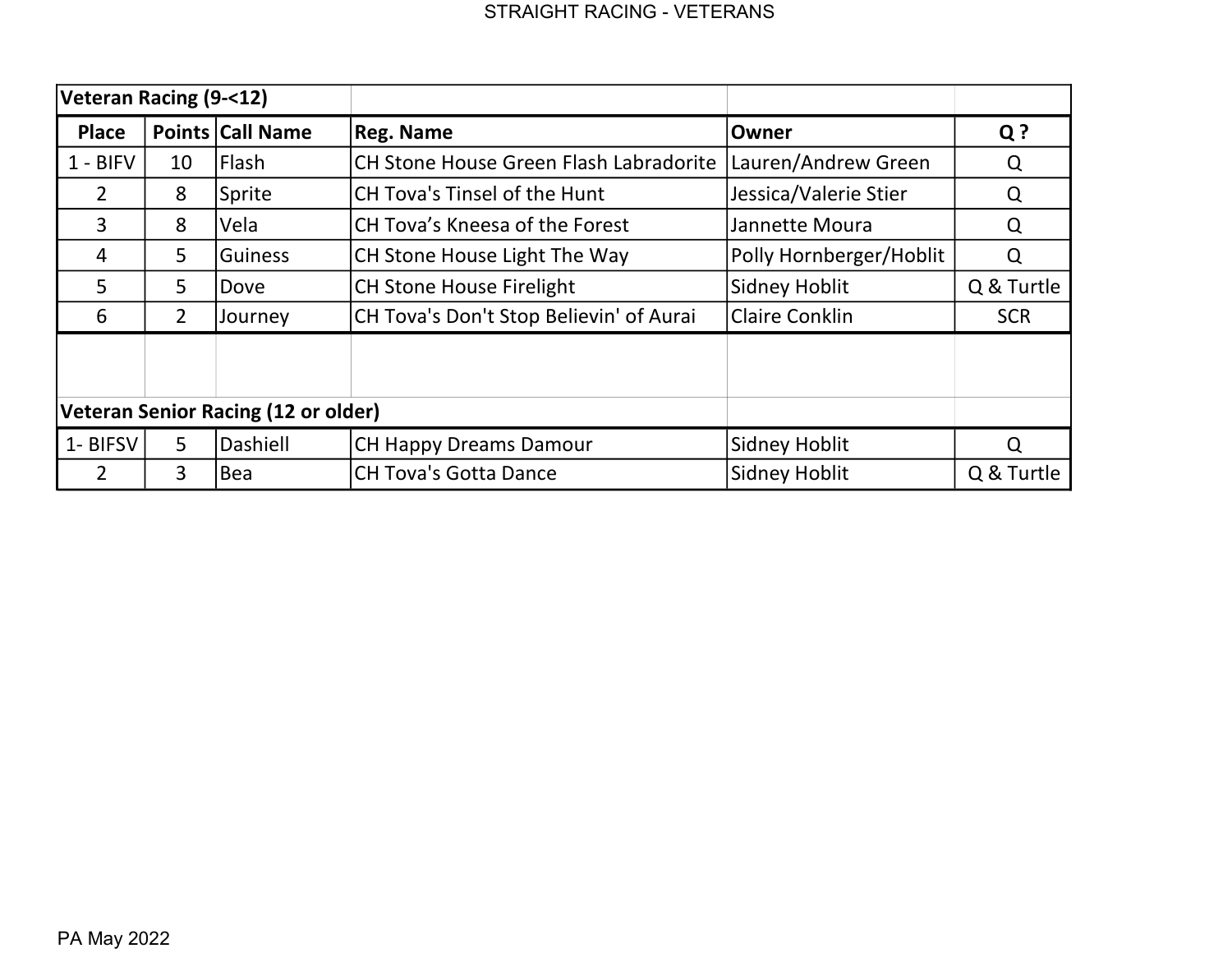# STRAIGHT RACING - VETERANS

| Veteran Racing (9-<12) | | | | | |
|---|---|---|---|---|---|
| **Place** | **Points** | **Call Name** | **Reg. Name** | **Owner** | **Q ?** |
| 1 - BIFV | 10 | Flash | CH Stone House Green Flash Labradorite | Lauren/Andrew Green | Q |
| 2 | 8 | Sprite | CH Tova's Tinsel of the Hunt | Jessica/Valerie Stier | Q |
| 3 | 8 | Vela | CH Tova’s Kneesa of the Forest | Jannette Moura | Q |
| 4 | 5 | Guiness | CH Stone House Light The Way | Polly Hornberger/Hoblit | Q |
| 5 | 5 | Dove | CH Stone House Firelight | Sidney Hoblit | Q & Turtle |
| 6 | 2 | Journey | CH Tova's Don't Stop Believin' of Aurai | Claire Conklin | SCR |

| Veteran Senior Racing (12 or older) | | | | | |
|---|---|---|---|---|---|
| 1- BIFSV | 5 | Dashiell | CH Happy Dreams Damour | Sidney Hoblit | Q |
| 2 | 3 | Bea | CH Tova's Gotta Dance | Sidney Hoblit | Q & Turtle |

PA May 2022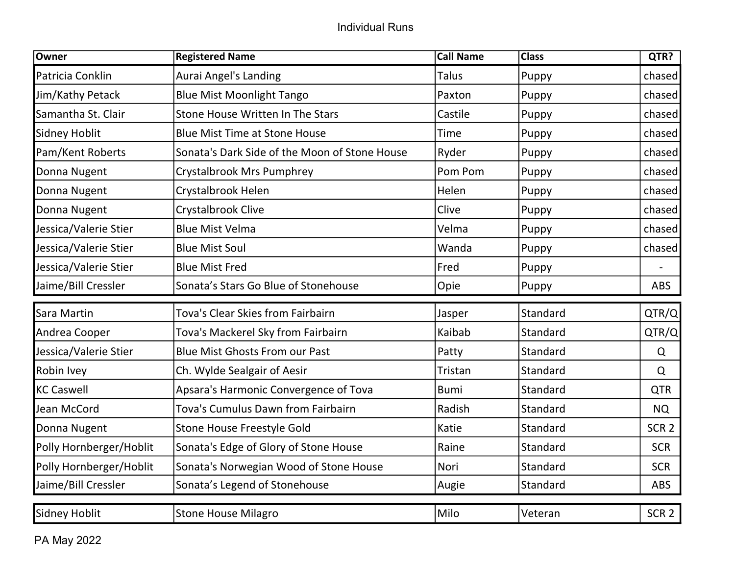# Individual Runs

| Owner | Registered Name | Call Name | Class | QTR? |
|---|---|---|---|---|
| Patricia Conklin | Aurai Angel's Landing | Talus | Puppy | chased |
| Jim/Kathy Petack | Blue Mist Moonlight Tango | Paxton | Puppy | chased |
| Samantha St. Clair | Stone House Written In The Stars | Castile | Puppy | chased |
| Sidney Hoblit | Blue Mist Time at Stone House | Time | Puppy | chased |
| Pam/Kent Roberts | Sonata's Dark Side of the Moon of Stone House | Ryder | Puppy | chased |
| Donna Nugent | Crystalbrook Mrs Pumphrey | Pom Pom | Puppy | chased |
| Donna Nugent | Crystalbrook Helen | Helen | Puppy | chased |
| Donna Nugent | Crystalbrook Clive | Clive | Puppy | chased |
| Jessica/Valerie Stier | Blue Mist Velma | Velma | Puppy | chased |
| Jessica/Valerie Stier | Blue Mist Soul | Wanda | Puppy | chased |
| Jessica/Valerie Stier | Blue Mist Fred | Fred | Puppy | - |
| Jaime/Bill Cressler | Sonata’s Stars Go Blue of Stonehouse | Opie | Puppy | ABS |
| Sara Martin | Tova's Clear Skies from Fairbairn | Jasper | Standard | QTR/Q |
| Andrea Cooper | Tova's Mackerel Sky from Fairbairn | Kaibab | Standard | QTR/Q |
| Jessica/Valerie Stier | Blue Mist Ghosts From our Past | Patty | Standard | Q |
| Robin Ivey | Ch. Wylde Sealgair of Aesir | Tristan | Standard | Q |
| KC Caswell | Apsara's Harmonic Convergence of Tova | Bumi | Standard | QTR |
| Jean McCord | Tova's Cumulus Dawn from Fairbairn | Radish | Standard | NQ |
| Donna Nugent | Stone House Freestyle Gold | Katie | Standard | SCR 2 |
| Polly Hornberger/Hoblit | Sonata's Edge of Glory of Stone House | Raine | Standard | SCR |
| Polly Hornberger/Hoblit | Sonata's Norwegian Wood of Stone House | Nori | Standard | SCR |
| Jaime/Bill Cressler | Sonata’s Legend of Stonehouse | Augie | Standard | ABS |
| Sidney Hoblit | Stone House Milagro | Milo | Veteran | SCR 2 |

PA May 2022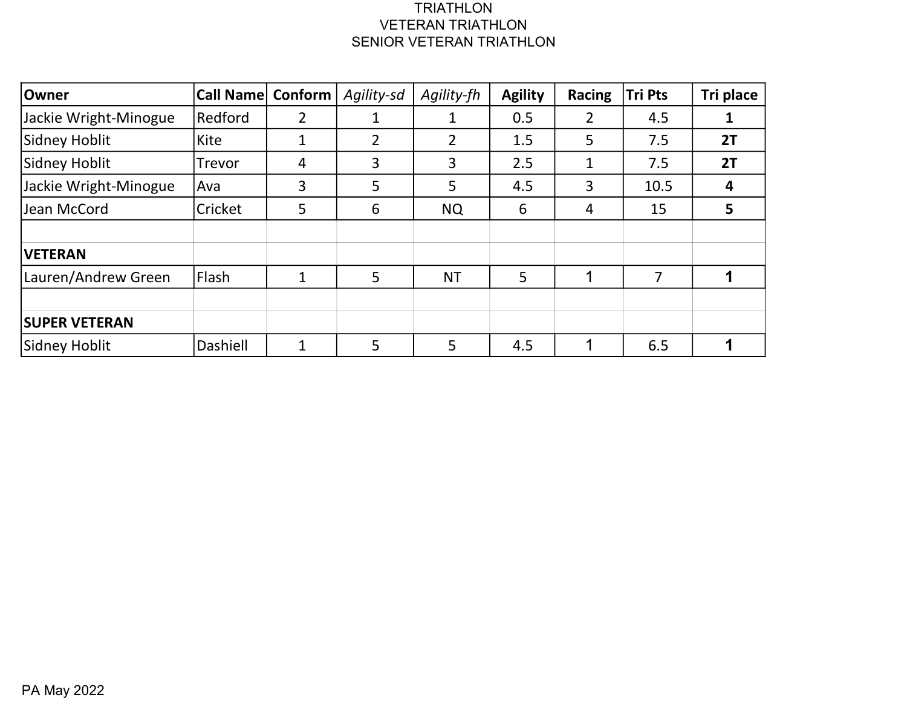TRIATHLON
VETERAN TRIATHLON
SENIOR VETERAN TRIATHLON

| **Owner** | **Call Name** | **Conform** | *Agility-sd* | *Agility-fh* | **Agility** | **Racing** | **Tri Pts** | **Tri place** |
|---|---|---|---|---|---|---|---|---|
| Jackie Wright-Minogue | Redford | 2 | 1 | 1 | 0.5 | 2 | 4.5 | **1** |
| Sidney Hoblit | Kite | 1 | 2 | 2 | 1.5 | 5 | 7.5 | **2T** |
| Sidney Hoblit | Trevor | 4 | 3 | 3 | 2.5 | 1 | 7.5 | **2T** |
| Jackie Wright-Minogue | Ava | 3 | 5 | 5 | 4.5 | 3 | 10.5 | **4** |
| Jean McCord | Cricket | 5 | 6 | NQ | 6 | 4 | 15 | **5** |
| | | | | | | | | |
| **VETERAN** | | | | | | | | |
| Lauren/Andrew Green | Flash | 1 | 5 | NT | 5 | 1 | 7 | **1** |
| | | | | | | | | |
| **SUPER VETERAN** | | | | | | | | |
| Sidney Hoblit | Dashiell | 1 | 5 | 5 | 4.5 | 1 | 6.5 | **1** |

PA May 2022